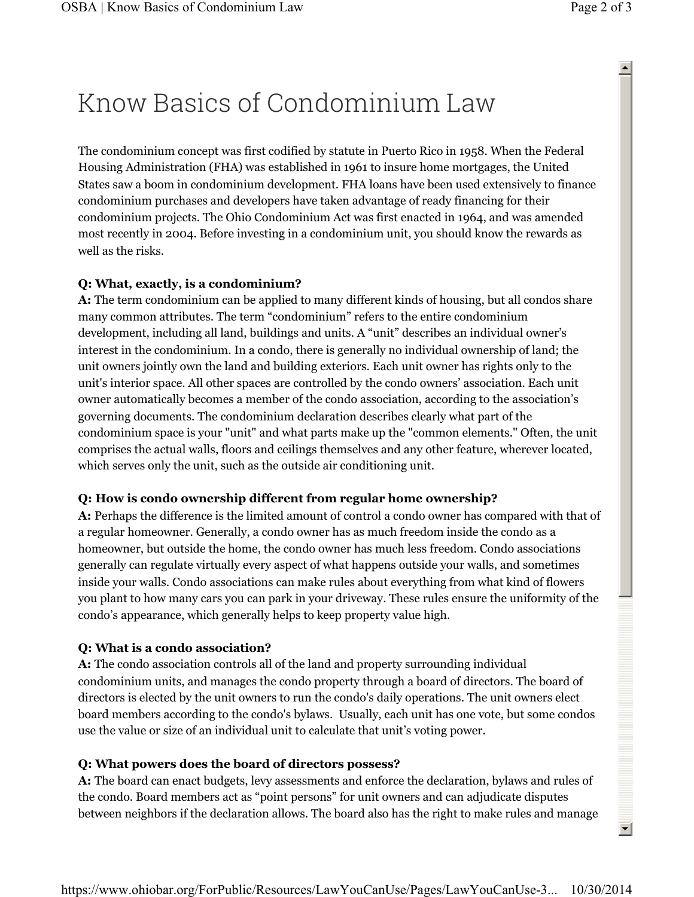# Know Basics of Condominium Law

The condominium concept was first codified by statute in Puerto Rico in 1958. When the Federal Housing Administration (FHA) was established in 1961 to insure home mortgages, the United States saw a boom in condominium development. FHA loans have been used extensively to finance condominium purchases and developers have taken advantage of ready financing for their condominium projects. The Ohio Condominium Act was first enacted in 1964, and was amended most recently in 2004. Before investing in a condominium unit, you should know the rewards as well as the risks.

**Q: What, exactly, is a condominium?**
**A:** The term condominium can be applied to many different kinds of housing, but all condos share many common attributes. The term "condominium" refers to the entire condominium development, including all land, buildings and units. A "unit" describes an individual owner's interest in the condominium. In a condo, there is generally no individual ownership of land; the unit owners jointly own the land and building exteriors. Each unit owner has rights only to the unit's interior space. All other spaces are controlled by the condo owners' association. Each unit owner automatically becomes a member of the condo association, according to the association's governing documents. The condominium declaration describes clearly what part of the condominium space is your "unit" and what parts make up the "common elements." Often, the unit comprises the actual walls, floors and ceilings themselves and any other feature, wherever located, which serves only the unit, such as the outside air conditioning unit.

**Q: How is condo ownership different from regular home ownership?**
**A:** Perhaps the difference is the limited amount of control a condo owner has compared with that of a regular homeowner. Generally, a condo owner has as much freedom inside the condo as a homeowner, but outside the home, the condo owner has much less freedom. Condo associations generally can regulate virtually every aspect of what happens outside your walls, and sometimes inside your walls. Condo associations can make rules about everything from what kind of flowers you plant to how many cars you can park in your driveway. These rules ensure the uniformity of the condo's appearance, which generally helps to keep property value high.

**Q: What is a condo association?**
**A:** The condo association controls all of the land and property surrounding individual condominium units, and manages the condo property through a board of directors. The board of directors is elected by the unit owners to run the condo's daily operations. The unit owners elect board members according to the condo's bylaws. Usually, each unit has one vote, but some condos use the value or size of an individual unit to calculate that unit's voting power.

**Q: What powers does the board of directors possess?**
**A:** The board can enact budgets, levy assessments and enforce the declaration, bylaws and rules of the condo. Board members act as "point persons" for unit owners and can adjudicate disputes between neighbors if the declaration allows. The board also has the right to make rules and manage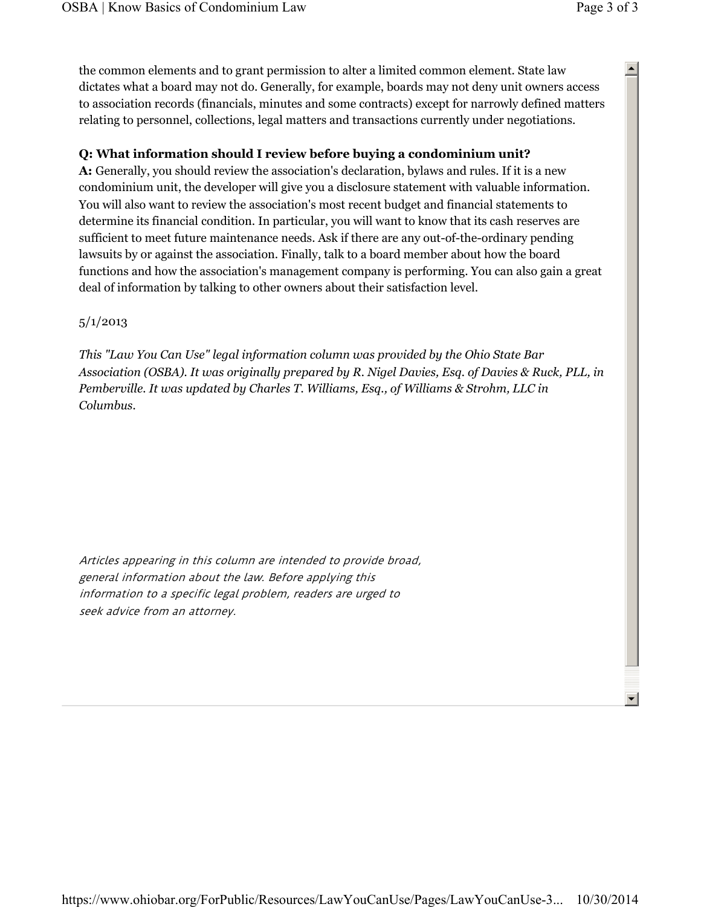the common elements and to grant permission to alter a limited common element. State law dictates what a board may not do. Generally, for example, boards may not deny unit owners access to association records (financials, minutes and some contracts) except for narrowly defined matters relating to personnel, collections, legal matters and transactions currently under negotiations.

**Q: What information should I review before buying a condominium unit?**
**A:** Generally, you should review the association's declaration, bylaws and rules. If it is a new condominium unit, the developer will give you a disclosure statement with valuable information. You will also want to review the association's most recent budget and financial statements to determine its financial condition. In particular, you will want to know that its cash reserves are sufficient to meet future maintenance needs. Ask if there are any out-of-the-ordinary pending lawsuits by or against the association. Finally, talk to a board member about how the board functions and how the association's management company is performing. You can also gain a great deal of information by talking to other owners about their satisfaction level.

5/1/2013

*This "Law You Can Use" legal information column was provided by the Ohio State Bar Association (OSBA). It was originally prepared by R. Nigel Davies, Esq. of Davies & Ruck, PLL, in Pemberville. It was updated by Charles T. Williams, Esq., of Williams & Strohm, LLC in Columbus.*

*Articles appearing in this column are intended to provide broad, general information about the law. Before applying this information to a specific legal problem, readers are urged to seek advice from an attorney.*